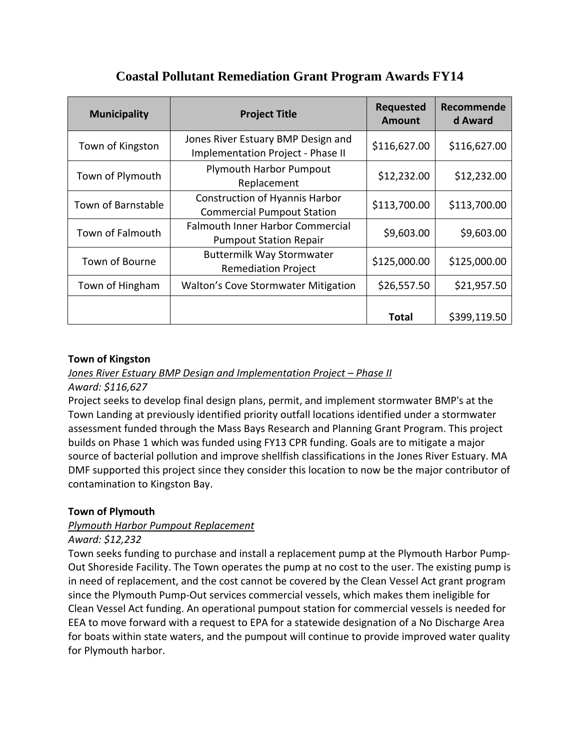# Coastal Pollutant Remediation Grant Program Awards FY14

| Municipality | Project Title | Requested Amount | Recommended Award |
|---|---|---|---|
| Town of Kingston | Jones River Estuary BMP Design and Implementation Project - Phase II | $116,627.00 | $116,627.00 |
| Town of Plymouth | Plymouth Harbor Pumpout Replacement | $12,232.00 | $12,232.00 |
| Town of Barnstable | Construction of Hyannis Harbor Commercial Pumpout Station | $113,700.00 | $113,700.00 |
| Town of Falmouth | Falmouth Inner Harbor Commercial Pumpout Station Repair | $9,603.00 | $9,603.00 |
| Town of Bourne | Buttermilk Way Stormwater Remediation Project | $125,000.00 | $125,000.00 |
| Town of Hingham | Walton's Cove Stormwater Mitigation | $26,557.50 | $21,957.50 |
| | | **Total** | $399,119.50 |

**Town of Kingston**

*<u>Jones River Estuary BMP Design and Implementation Project – Phase II</u>*

*Award: $116,627*

Project seeks to develop final design plans, permit, and implement stormwater BMP's at the Town Landing at previously identified priority outfall locations identified under a stormwater assessment funded through the Mass Bays Research and Planning Grant Program. This project builds on Phase 1 which was funded using FY13 CPR funding. Goals are to mitigate a major source of bacterial pollution and improve shellfish classifications in the Jones River Estuary. MA DMF supported this project since they consider this location to now be the major contributor of contamination to Kingston Bay.

**Town of Plymouth**

*<u>Plymouth Harbor Pumpout Replacement</u>*

*Award: $12,232*

Town seeks funding to purchase and install a replacement pump at the Plymouth Harbor Pump-Out Shoreside Facility. The Town operates the pump at no cost to the user. The existing pump is in need of replacement, and the cost cannot be covered by the Clean Vessel Act grant program since the Plymouth Pump-Out services commercial vessels, which makes them ineligible for Clean Vessel Act funding. An operational pumpout station for commercial vessels is needed for EEA to move forward with a request to EPA for a statewide designation of a No Discharge Area for boats within state waters, and the pumpout will continue to provide improved water quality for Plymouth harbor.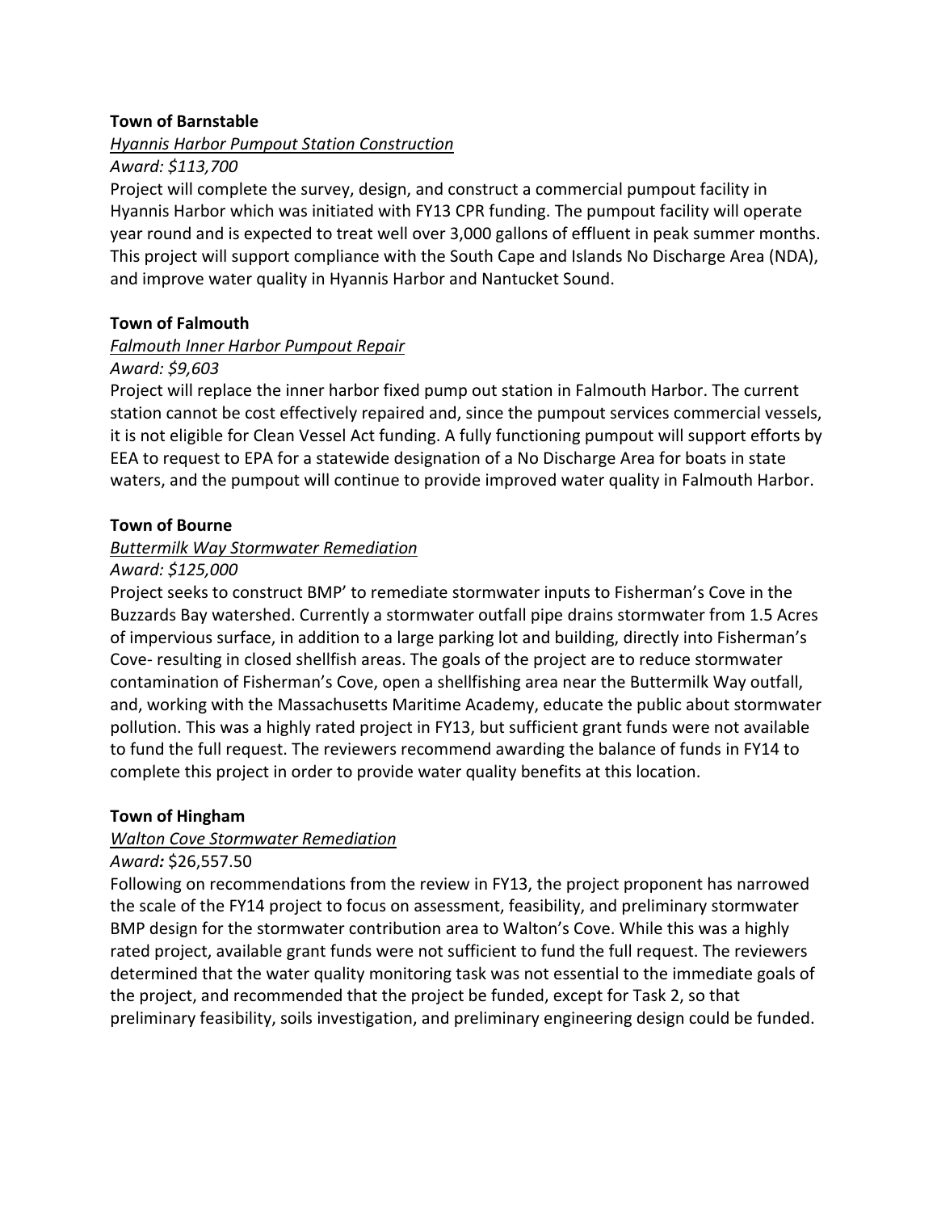**Town of Barnstable**

*Hyannis Harbor Pumpout Station Construction*

*Award: $113,700*

Project will complete the survey, design, and construct a commercial pumpout facility in Hyannis Harbor which was initiated with FY13 CPR funding. The pumpout facility will operate year round and is expected to treat well over 3,000 gallons of effluent in peak summer months. This project will support compliance with the South Cape and Islands No Discharge Area (NDA), and improve water quality in Hyannis Harbor and Nantucket Sound.

**Town of Falmouth**

*Falmouth Inner Harbor Pumpout Repair*

*Award: $9,603*

Project will replace the inner harbor fixed pump out station in Falmouth Harbor. The current station cannot be cost effectively repaired and, since the pumpout services commercial vessels, it is not eligible for Clean Vessel Act funding. A fully functioning pumpout will support efforts by EEA to request to EPA for a statewide designation of a No Discharge Area for boats in state waters, and the pumpout will continue to provide improved water quality in Falmouth Harbor.

**Town of Bourne**

*Buttermilk Way Stormwater Remediation*

*Award: $125,000*

Project seeks to construct BMP' to remediate stormwater inputs to Fisherman's Cove in the Buzzards Bay watershed. Currently a stormwater outfall pipe drains stormwater from 1.5 Acres of impervious surface, in addition to a large parking lot and building, directly into Fisherman's Cove- resulting in closed shellfish areas. The goals of the project are to reduce stormwater contamination of Fisherman's Cove, open a shellfishing area near the Buttermilk Way outfall, and, working with the Massachusetts Maritime Academy, educate the public about stormwater pollution. This was a highly rated project in FY13, but sufficient grant funds were not available to fund the full request. The reviewers recommend awarding the balance of funds in FY14 to complete this project in order to provide water quality benefits at this location.

**Town of Hingham**

*Walton Cove Stormwater Remediation*

*Award:* $26,557.50

Following on recommendations from the review in FY13, the project proponent has narrowed the scale of the FY14 project to focus on assessment, feasibility, and preliminary stormwater BMP design for the stormwater contribution area to Walton's Cove. While this was a highly rated project, available grant funds were not sufficient to fund the full request. The reviewers determined that the water quality monitoring task was not essential to the immediate goals of the project, and recommended that the project be funded, except for Task 2, so that preliminary feasibility, soils investigation, and preliminary engineering design could be funded.